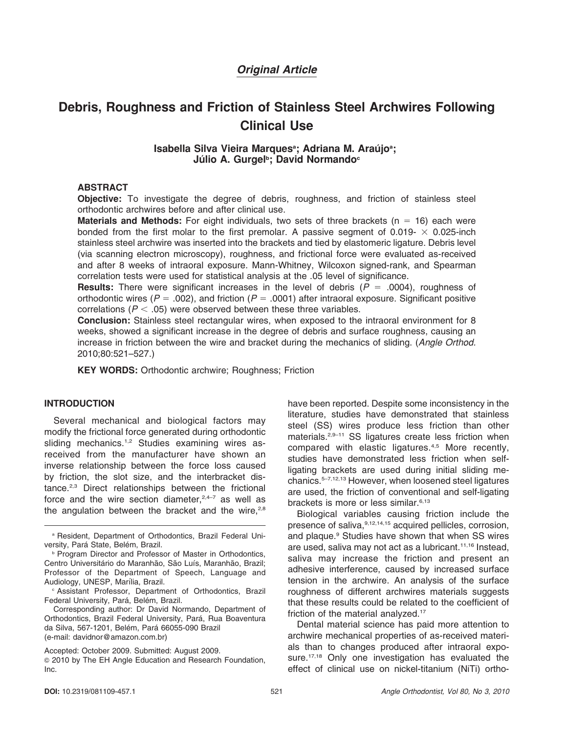*Original Article*

# Debris, Roughness and Friction of Stainless Steel Archwires Following Clinical Use

**Isabella Silva Vieira Marques[a]; Adriana M. Araújo[a]; Júlio A. Gurgel[b]; David Normando[c]**

## ABSTRACT

**Objective:** To investigate the degree of debris, roughness, and friction of stainless steel orthodontic archwires before and after clinical use.

**Materials and Methods:** For eight individuals, two sets of three brackets (n = 16) each were bonded from the first molar to the first premolar. A passive segment of 0.019- × 0.025-inch stainless steel archwire was inserted into the brackets and tied by elastomeric ligature. Debris level (via scanning electron microscopy), roughness, and frictional force were evaluated as-received and after 8 weeks of intraoral exposure. Mann-Whitney, Wilcoxon signed-rank, and Spearman correlation tests were used for statistical analysis at the .05 level of significance.

**Results:** There were significant increases in the level of debris ($P = .0004$), roughness of orthodontic wires ($P = .002$), and friction ($P = .0001$) after intraoral exposure. Significant positive correlations ($P < .05$) were observed between these three variables.

**Conclusion:** Stainless steel rectangular wires, when exposed to the intraoral environment for 8 weeks, showed a significant increase in the degree of debris and surface roughness, causing an increase in friction between the wire and bracket during the mechanics of sliding. (*Angle Orthod*. 2010;80:521–527.)

**KEY WORDS:** Orthodontic archwire; Roughness; Friction

## INTRODUCTION

Several mechanical and biological factors may modify the frictional force generated during orthodontic sliding mechanics.[1,2] Studies examining wires as-received from the manufacturer have shown an inverse relationship between the force loss caused by friction, the slot size, and the interbracket distance.[2,3] Direct relationships between the frictional force and the wire section diameter,[2,4–7] as well as the angulation between the bracket and the wire,[2,8] have been reported. Despite some inconsistency in the literature, studies have demonstrated that stainless steel (SS) wires produce less friction than other materials.[2,9–11] SS ligatures create less friction when compared with elastic ligatures.[4,5] More recently, studies have demonstrated less friction when self-ligating brackets are used during initial sliding mechanics.[5–7,12,13] However, when loosened steel ligatures are used, the friction of conventional and self-ligating brackets is more or less similar.[6,13]

Biological variables causing friction include the presence of saliva,[9,12,14,15] acquired pellicles, corrosion, and plaque.[9] Studies have shown that when SS wires are used, saliva may not act as a lubricant.[11,16] Instead, saliva may increase the friction and present an adhesive interference, caused by increased surface tension in the archwire. An analysis of the surface roughness of different archwires materials suggests that these results could be related to the coefficient of friction of the material analyzed.[17]

Dental material science has paid more attention to archwire mechanical properties of as-received materials than to changes produced after intraoral exposure.[17,18] Only one investigation has evaluated the effect of clinical use on nickel-titanium (NiTi) ortho-

---

[a] Resident, Department of Orthodontics, Brazil Federal University, Pará State, Belém, Brazil.

[b] Program Director and Professor of Master in Orthodontics, Centro Universitário do Maranhão, São Luís, Maranhão, Brazil; Professor of the Department of Speech, Language and Audiology, UNESP, Marília, Brazil.

[c] Assistant Professor, Department of Orthodontics, Brazil Federal University, Pará, Belém, Brazil.

Corresponding author: Dr David Normando, Department of Orthodontics, Brazil Federal University, Pará, Rua Boaventura da Silva, 567-1201, Belém, Pará 66055-090 Brazil (e-mail: davidnor@amazon.com.br)

Accepted: October 2009. Submitted: August 2009.

© 2010 by The EH Angle Education and Research Foundation, Inc.

DOI: 10.2319/081109-457.1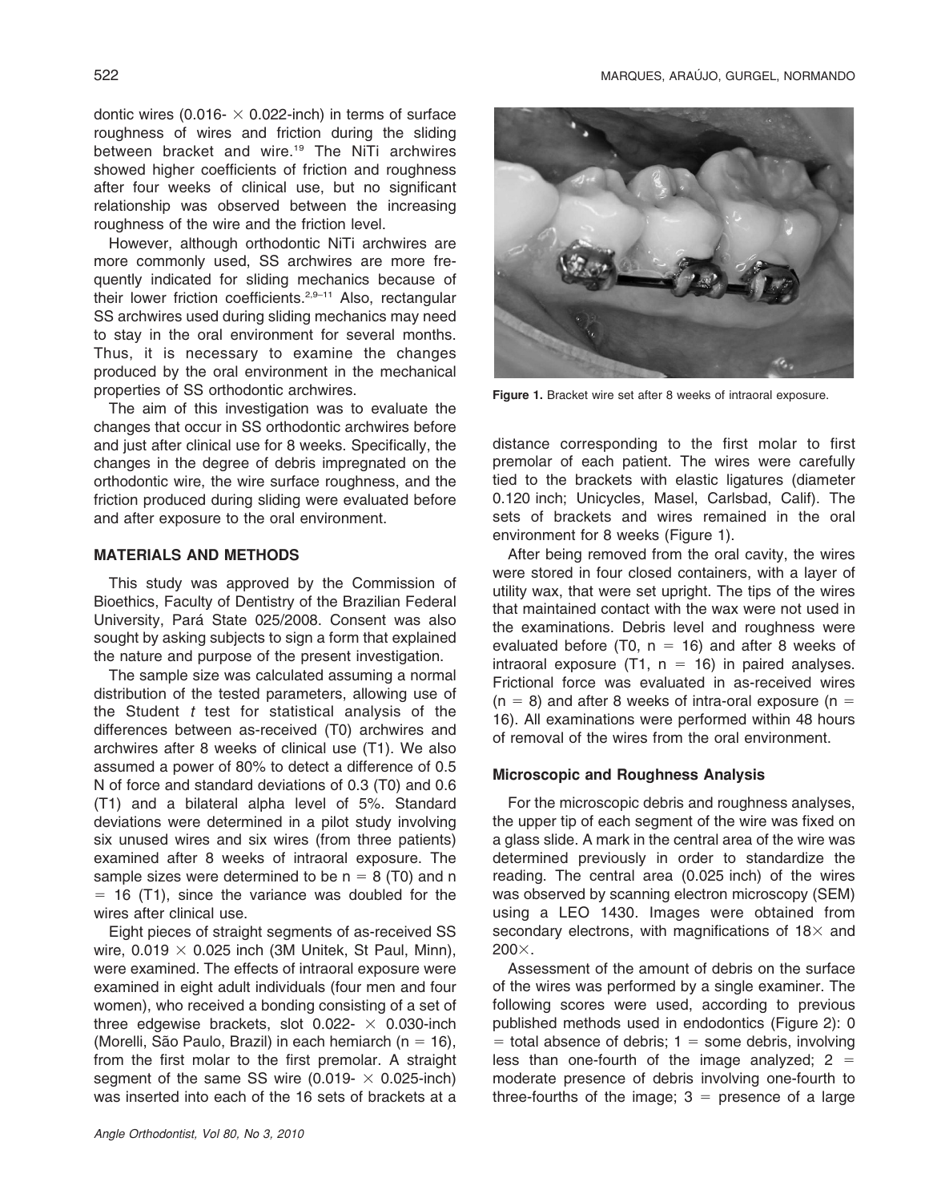dontic wires (0.016- × 0.022-inch) in terms of surface roughness of wires and friction during the sliding between bracket and wire.[19] The NiTi archwires showed higher coefficients of friction and roughness after four weeks of clinical use, but no significant relationship was observed between the increasing roughness of the wire and the friction level.

However, although orthodontic NiTi archwires are more commonly used, SS archwires are more frequently indicated for sliding mechanics because of their lower friction coefficients.[2,9–11] Also, rectangular SS archwires used during sliding mechanics may need to stay in the oral environment for several months. Thus, it is necessary to examine the changes produced by the oral environment in the mechanical properties of SS orthodontic archwires.

The aim of this investigation was to evaluate the changes that occur in SS orthodontic archwires before and just after clinical use for 8 weeks. Specifically, the changes in the degree of debris impregnated on the orthodontic wire, the wire surface roughness, and the friction produced during sliding were evaluated before and after exposure to the oral environment.

## MATERIALS AND METHODS

This study was approved by the Commission of Bioethics, Faculty of Dentistry of the Brazilian Federal University, Pará State 025/2008. Consent was also sought by asking subjects to sign a form that explained the nature and purpose of the present investigation.

The sample size was calculated assuming a normal distribution of the tested parameters, allowing use of the Student *t* test for statistical analysis of the differences between as-received (T0) archwires and archwires after 8 weeks of clinical use (T1). We also assumed a power of 80% to detect a difference of 0.5 N of force and standard deviations of 0.3 (T0) and 0.6 (T1) and a bilateral alpha level of 5%. Standard deviations were determined in a pilot study involving six unused wires and six wires (from three patients) examined after 8 weeks of intraoral exposure. The sample sizes were determined to be $n = 8$ (T0) and $n = 16$ (T1), since the variance was doubled for the wires after clinical use.

Eight pieces of straight segments of as-received SS wire, 0.019 × 0.025 inch (3M Unitek, St Paul, Minn), were examined. The effects of intraoral exposure were examined in eight adult individuals (four men and four women), who received a bonding consisting of a set of three edgewise brackets, slot 0.022- × 0.030-inch (Morelli, São Paulo, Brazil) in each hemiarch ($n = 16$), from the first molar to the first premolar. A straight segment of the same SS wire (0.019- × 0.025-inch) was inserted into each of the 16 sets of brackets at a distance corresponding to the first molar to first premolar of each patient. The wires were carefully tied to the brackets with elastic ligatures (diameter 0.120 inch; Unicycles, Masel, Carlsbad, Calif). The sets of brackets and wires remained in the oral environment for 8 weeks (Figure 1).

Figure 1. Bracket wire set after 8 weeks of intraoral exposure.

After being removed from the oral cavity, the wires were stored in four closed containers, with a layer of utility wax, that were set upright. The tips of the wires that maintained contact with the wax were not used in the examinations. Debris level and roughness were evaluated before (T0, $n = 16$) and after 8 weeks of intraoral exposure (T1, $n = 16$) in paired analyses. Frictional force was evaluated in as-received wires ($n = 8$) and after 8 weeks of intra-oral exposure ($n = 16$). All examinations were performed within 48 hours of removal of the wires from the oral environment.

### Microscopic and Roughness Analysis

For the microscopic debris and roughness analyses, the upper tip of each segment of the wire was fixed on a glass slide. A mark in the central area of the wire was determined previously in order to standardize the reading. The central area (0.025 inch) of the wires was observed by scanning electron microscopy (SEM) using a LEO 1430. Images were obtained from secondary electrons, with magnifications of 18× and 200×.

Assessment of the amount of debris on the surface of the wires was performed by a single examiner. The following scores were used, according to previous published methods used in endodontics (Figure 2): 0 = total absence of debris; 1 = some debris, involving less than one-fourth of the image analyzed; 2 = moderate presence of debris involving one-fourth to three-fourths of the image; 3 = presence of a large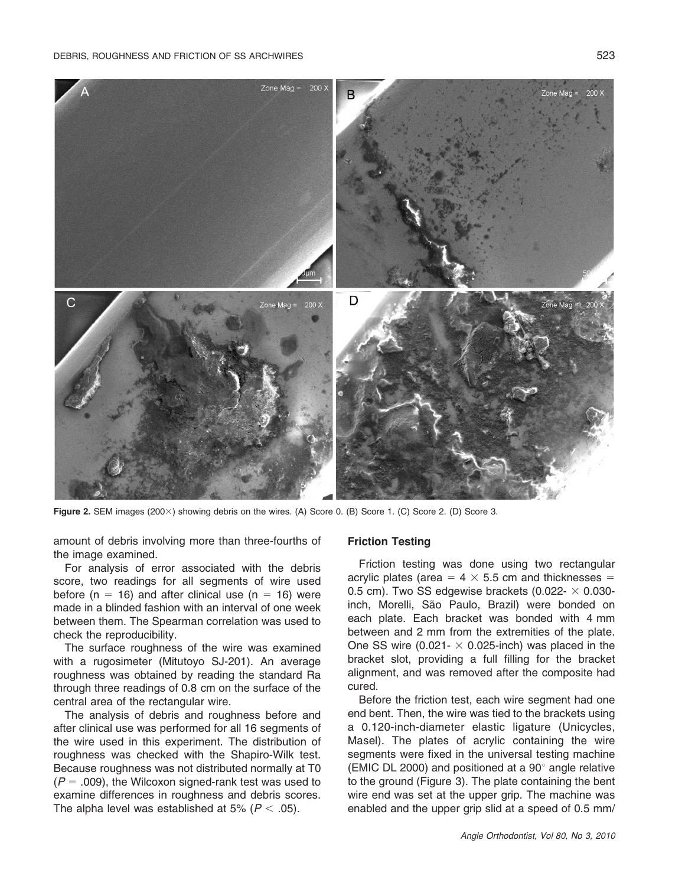Figure 2. SEM images (200×) showing debris on the wires. (A) Score 0. (B) Score 1. (C) Score 2. (D) Score 3.

amount of debris involving more than three-fourths of the image examined.

For analysis of error associated with the debris score, two readings for all segments of wire used before (n = 16) and after clinical use (n = 16) were made in a blinded fashion with an interval of one week between them. The Spearman correlation was used to check the reproducibility.

The surface roughness of the wire was examined with a rugosimeter (Mitutoyo SJ-201). An average roughness was obtained by reading the standard Ra through three readings of 0.8 cm on the surface of the central area of the rectangular wire.

The analysis of debris and roughness before and after clinical use was performed for all 16 segments of the wire used in this experiment. The distribution of roughness was checked with the Shapiro-Wilk test. Because roughness was not distributed normally at T0 ($P = .009$), the Wilcoxon signed-rank test was used to examine differences in roughness and debris scores. The alpha level was established at 5% ($P < .05$).

### Friction Testing

Friction testing was done using two rectangular acrylic plates (area = 4 × 5.5 cm and thicknesses = 0.5 cm). Two SS edgewise brackets (0.022- × 0.030-inch, Morelli, São Paulo, Brazil) were bonded on each plate. Each bracket was bonded with 4 mm between and 2 mm from the extremities of the plate. One SS wire (0.021- × 0.025-inch) was placed in the bracket slot, providing a full filling for the bracket alignment, and was removed after the composite had cured.

Before the friction test, each wire segment had one end bent. Then, the wire was tied to the brackets using a 0.120-inch-diameter elastic ligature (Unicycles, Masel). The plates of acrylic containing the wire segments were fixed in the universal testing machine (EMIC DL 2000) and positioned at a 90° angle relative to the ground (Figure 3). The plate containing the bent wire end was set at the upper grip. The machine was enabled and the upper grip slid at a speed of 0.5 mm/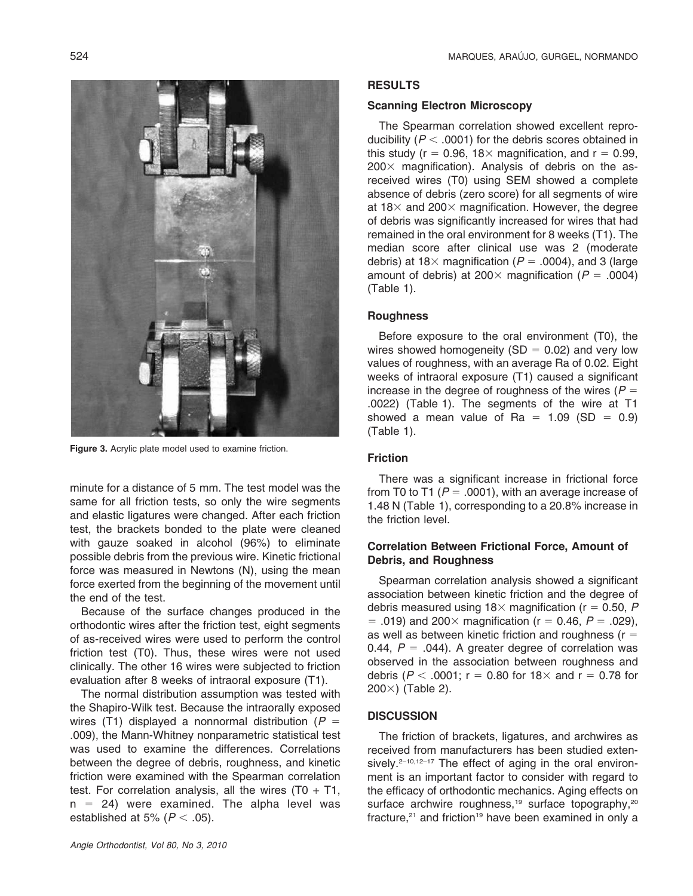Figure 3. Acrylic plate model used to examine friction.

minute for a distance of 5 mm. The test model was the same for all friction tests, so only the wire segments and elastic ligatures were changed. After each friction test, the brackets bonded to the plate were cleaned with gauze soaked in alcohol (96%) to eliminate possible debris from the previous wire. Kinetic frictional force was measured in Newtons (N), using the mean force exerted from the beginning of the movement until the end of the test.

Because of the surface changes produced in the orthodontic wires after the friction test, eight segments of as-received wires were used to perform the control friction test (T0). Thus, these wires were not used clinically. The other 16 wires were subjected to friction evaluation after 8 weeks of intraoral exposure (T1).

The normal distribution assumption was tested with the Shapiro-Wilk test. Because the intraorally exposed wires (T1) displayed a nonnormal distribution ($P = .009$), the Mann-Whitney nonparametric statistical test was used to examine the differences. Correlations between the degree of debris, roughness, and kinetic friction were examined with the Spearman correlation test. For correlation analysis, all the wires (T0 + T1, $n = 24$) were examined. The alpha level was established at 5% ($P < .05$).

## RESULTS

### Scanning Electron Microscopy

The Spearman correlation showed excellent reproducibility ($P < .0001$) for the debris scores obtained in this study ($r = 0.96$, 18× magnification, and $r = 0.99$, 200× magnification). Analysis of debris on the as-received wires (T0) using SEM showed a complete absence of debris (zero score) for all segments of wire at 18× and 200× magnification. However, the degree of debris was significantly increased for wires that had remained in the oral environment for 8 weeks (T1). The median score after clinical use was 2 (moderate debris) at 18× magnification ($P = .0004$), and 3 (large amount of debris) at 200× magnification ($P = .0004$) (Table 1).

### Roughness

Before exposure to the oral environment (T0), the wires showed homogeneity (SD = 0.02) and very low values of roughness, with an average Ra of 0.02. Eight weeks of intraoral exposure (T1) caused a significant increase in the degree of roughness of the wires ($P = .0022$) (Table 1). The segments of the wire at T1 showed a mean value of Ra = 1.09 (SD = 0.9) (Table 1).

### Friction

There was a significant increase in frictional force from T0 to T1 ($P = .0001$), with an average increase of 1.48 N (Table 1), corresponding to a 20.8% increase in the friction level.

### Correlation Between Frictional Force, Amount of Debris, and Roughness

Spearman correlation analysis showed a significant association between kinetic friction and the degree of debris measured using 18× magnification ($r = 0.50$, $P = .019$) and 200× magnification ($r = 0.46$, $P = .029$), as well as between kinetic friction and roughness ($r = 0.44$, $P = .044$). A greater degree of correlation was observed in the association between roughness and debris ($P < .0001$; $r = 0.80$ for 18× and $r = 0.78$ for 200×) (Table 2).

## DISCUSSION

The friction of brackets, ligatures, and archwires as received from manufacturers has been studied extensively.[2–10,12–17] The effect of aging in the oral environment is an important factor to consider with regard to the efficacy of orthodontic mechanics. Aging effects on surface archwire roughness,[19] surface topography,[20] fracture,[21] and friction[19] have been examined in only a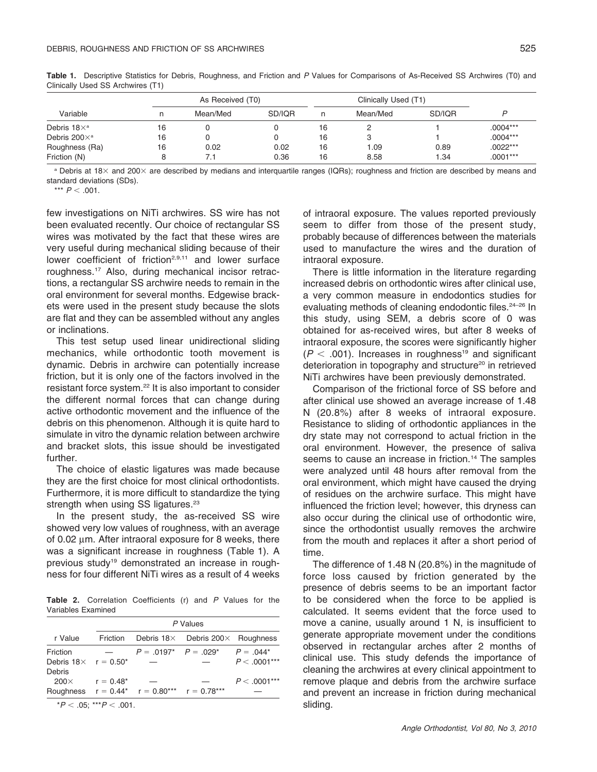**Table 1.** Descriptive Statistics for Debris, Roughness, and Friction and *P* Values for Comparisons of As-Received SS Archwires (T0) and Clinically Used SS Archwires (T1)

| Variable | As Received (T0) | | | Clinically Used (T1) | | | *P* |
|---|---|---|---|---|---|---|---|
| | n | Mean/Med | SD/IQR | n | Mean/Med | SD/IQR | |
| Debris 18×[a] | 16 | 0 | 0 | 16 | 2 | 1 | .0004*** |
| Debris 200×[a] | 16 | 0 | 0 | 16 | 3 | 1 | .0004*** |
| Roughness (Ra) | 16 | 0.02 | 0.02 | 16 | 1.09 | 0.89 | .0022*** |
| Friction (N) | 8 | 7.1 | 0.36 | 16 | 8.58 | 1.34 | .0001*** |

[a] Debris at 18× and 200× are described by medians and interquartile ranges (IQRs); roughness and friction are described by means and standard deviations (SDs).

*** $P < .001$.

few investigations on NiTi archwires. SS wire has not been evaluated recently. Our choice of rectangular SS wires was motivated by the fact that these wires are very useful during mechanical sliding because of their lower coefficient of friction[2,9,11] and lower surface roughness.[17] Also, during mechanical incisor retractions, a rectangular SS archwire needs to remain in the oral environment for several months. Edgewise brackets were used in the present study because the slots are flat and they can be assembled without any angles or inclinations.

This test setup used linear unidirectional sliding mechanics, while orthodontic tooth movement is dynamic. Debris in archwire can potentially increase friction, but it is only one of the factors involved in the resistant force system.[22] It is also important to consider the different normal forces that can change during active orthodontic movement and the influence of the debris on this phenomenon. Although it is quite hard to simulate in vitro the dynamic relation between archwire and bracket slots, this issue should be investigated further.

The choice of elastic ligatures was made because they are the first choice for most clinical orthodontists. Furthermore, it is more difficult to standardize the tying strength when using SS ligatures.[23]

In the present study, the as-received SS wire showed very low values of roughness, with an average of 0.02 μm. After intraoral exposure for 8 weeks, there was a significant increase in roughness (Table 1). A previous study[19] demonstrated an increase in roughness for four different NiTi wires as a result of 4 weeks of intraoral exposure. The values reported previously seem to differ from those of the present study, probably because of differences between the materials used to manufacture the wires and the duration of intraoral exposure.

**Table 2.** Correlation Coefficients (r) and *P* Values for the Variables Examined

| r Value | Friction | Debris 18× | Debris 200× | Roughness |
|---|---|---|---|---|
| Friction | — | $P = .0197$* | $P = .029$* | $P = .044$* |
| Debris 18× | $r = 0.50$* | — | — | $P < .0001$*** |
| Debris 200× | $r = 0.48$* | — | — | $P < .0001$*** |
| Roughness | $r = 0.44$* | $r = 0.80$*** | $r = 0.78$*** | — |

The column headers Friction, Debris 18×, Debris 200×, and Roughness appear under a spanning "P Values" header.

* $P < .05$; *** $P < .001$.

There is little information in the literature regarding increased debris on orthodontic wires after clinical use, a very common measure in endodontics studies for evaluating methods of cleaning endodontic files.[24–26] In this study, using SEM, a debris score of 0 was obtained for as-received wires, but after 8 weeks of intraoral exposure, the scores were significantly higher ($P < .001$). Increases in roughness[19] and significant deterioration in topography and structure[20] in retrieved NiTi archwires have been previously demonstrated.

Comparison of the frictional force of SS before and after clinical use showed an average increase of 1.48 N (20.8%) after 8 weeks of intraoral exposure. Resistance to sliding of orthodontic appliances in the dry state may not correspond to actual friction in the oral environment. However, the presence of saliva seems to cause an increase in friction.[14] The samples were analyzed until 48 hours after removal from the oral environment, which might have caused the drying of residues on the archwire surface. This might have influenced the friction level; however, this dryness can also occur during the clinical use of orthodontic wire, since the orthodontist usually removes the archwire from the mouth and replaces it after a short period of time.

The difference of 1.48 N (20.8%) in the magnitude of force loss caused by friction generated by the presence of debris seems to be an important factor to be considered when the force to be applied is calculated. It seems evident that the force used to move a canine, usually around 1 N, is insufficient to generate appropriate movement under the conditions observed in rectangular arches after 2 months of clinical use. This study defends the importance of cleaning the archwires at every clinical appointment to remove plaque and debris from the archwire surface and prevent an increase in friction during mechanical sliding.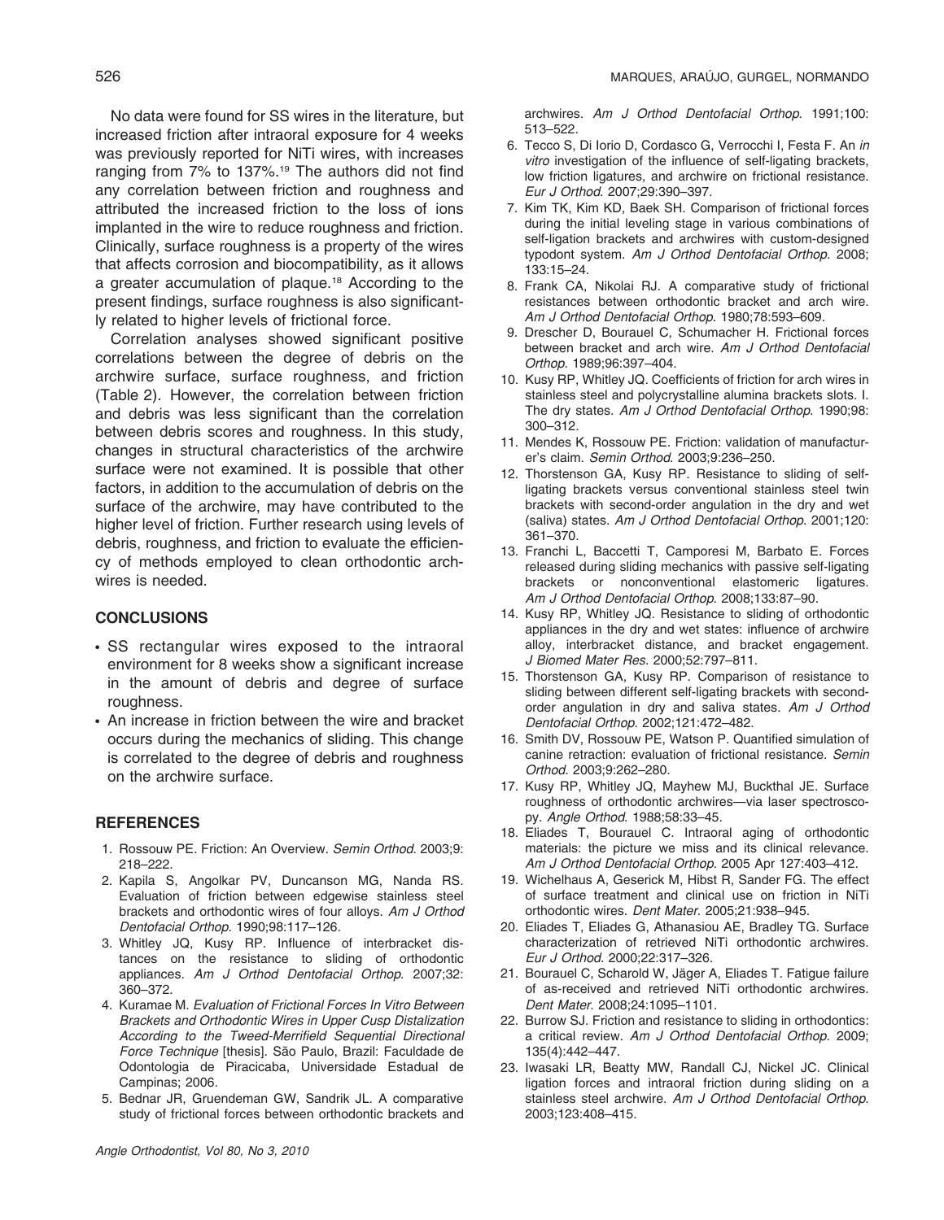No data were found for SS wires in the literature, but increased friction after intraoral exposure for 4 weeks was previously reported for NiTi wires, with increases ranging from 7% to 137%.[19] The authors did not find any correlation between friction and roughness and attributed the increased friction to the loss of ions implanted in the wire to reduce roughness and friction. Clinically, surface roughness is a property of the wires that affects corrosion and biocompatibility, as it allows a greater accumulation of plaque.[18] According to the present findings, surface roughness is also significantly related to higher levels of frictional force.

Correlation analyses showed significant positive correlations between the degree of debris on the archwire surface, surface roughness, and friction (Table 2). However, the correlation between friction and debris was less significant than the correlation between debris scores and roughness. In this study, changes in structural characteristics of the archwire surface were not examined. It is possible that other factors, in addition to the accumulation of debris on the surface of the archwire, may have contributed to the higher level of friction. Further research using levels of debris, roughness, and friction to evaluate the efficiency of methods employed to clean orthodontic archwires is needed.

## CONCLUSIONS

- SS rectangular wires exposed to the intraoral environment for 8 weeks show a significant increase in the amount of debris and degree of surface roughness.
- An increase in friction between the wire and bracket occurs during the mechanics of sliding. This change is correlated to the degree of debris and roughness on the archwire surface.

## REFERENCES

1. Rossouw PE. Friction: An Overview. *Semin Orthod*. 2003;9: 218–222.
2. Kapila S, Angolkar PV, Duncanson MG, Nanda RS. Evaluation of friction between edgewise stainless steel brackets and orthodontic wires of four alloys. *Am J Orthod Dentofacial Orthop*. 1990;98:117–126.
3. Whitley JQ, Kusy RP. Influence of interbracket distances on the resistance to sliding of orthodontic appliances. *Am J Orthod Dentofacial Orthop*. 2007;32: 360–372.
4. Kuramae M. *Evaluation of Frictional Forces In Vitro Between Brackets and Orthodontic Wires in Upper Cusp Distalization According to the Tweed-Merrifield Sequential Directional Force Technique* [thesis]. São Paulo, Brazil: Faculdade de Odontologia de Piracicaba, Universidade Estadual de Campinas; 2006.
5. Bednar JR, Gruendeman GW, Sandrik JL. A comparative study of frictional forces between orthodontic brackets and archwires. *Am J Orthod Dentofacial Orthop*. 1991;100: 513–522.
6. Tecco S, Di Iorio D, Cordasco G, Verrocchi I, Festa F. An *in vitro* investigation of the influence of self-ligating brackets, low friction ligatures, and archwire on frictional resistance. *Eur J Orthod*. 2007;29:390–397.
7. Kim TK, Kim KD, Baek SH. Comparison of frictional forces during the initial leveling stage in various combinations of self-ligation brackets and archwires with custom-designed typodont system. *Am J Orthod Dentofacial Orthop*. 2008; 133:15–24.
8. Frank CA, Nikolai RJ. A comparative study of frictional resistances between orthodontic bracket and arch wire. *Am J Orthod Dentofacial Orthop*. 1980;78:593–609.
9. Drescher D, Bourauel C, Schumacher H. Frictional forces between bracket and arch wire. *Am J Orthod Dentofacial Orthop*. 1989;96:397–404.
10. Kusy RP, Whitley JQ. Coefficients of friction for arch wires in stainless steel and polycrystalline alumina brackets slots. I. The dry states. *Am J Orthod Dentofacial Orthop*. 1990;98: 300–312.
11. Mendes K, Rossouw PE. Friction: validation of manufacturer's claim. *Semin Orthod*. 2003;9:236–250.
12. Thorstenson GA, Kusy RP. Resistance to sliding of self-ligating brackets versus conventional stainless steel twin brackets with second-order angulation in the dry and wet (saliva) states. *Am J Orthod Dentofacial Orthop*. 2001;120: 361–370.
13. Franchi L, Baccetti T, Camporesi M, Barbato E. Forces released during sliding mechanics with passive self-ligating brackets or nonconventional elastomeric ligatures. *Am J Orthod Dentofacial Orthop*. 2008;133:87–90.
14. Kusy RP, Whitley JQ. Resistance to sliding of orthodontic appliances in the dry and wet states: influence of archwire alloy, interbracket distance, and bracket engagement. *J Biomed Mater Res*. 2000;52:797–811.
15. Thorstenson GA, Kusy RP. Comparison of resistance to sliding between different self-ligating brackets with second-order angulation in dry and saliva states. *Am J Orthod Dentofacial Orthop*. 2002;121:472–482.
16. Smith DV, Rossouw PE, Watson P. Quantified simulation of canine retraction: evaluation of frictional resistance. *Semin Orthod*. 2003;9:262–280.
17. Kusy RP, Whitley JQ, Mayhew MJ, Buckthal JE. Surface roughness of orthodontic archwires—via laser spectroscopy. *Angle Orthod*. 1988;58:33–45.
18. Eliades T, Bourauel C. Intraoral aging of orthodontic materials: the picture we miss and its clinical relevance. *Am J Orthod Dentofacial Orthop*. 2005 Apr 127:403–412.
19. Wichelhaus A, Geserick M, Hibst R, Sander FG. The effect of surface treatment and clinical use on friction in NiTi orthodontic wires. *Dent Mater*. 2005;21:938–945.
20. Eliades T, Eliades G, Athanasiou AE, Bradley TG. Surface characterization of retrieved NiTi orthodontic archwires. *Eur J Orthod*. 2000;22:317–326.
21. Bourauel C, Scharold W, Jäger A, Eliades T. Fatigue failure of as-received and retrieved NiTi orthodontic archwires. *Dent Mater*. 2008;24:1095–1101.
22. Burrow SJ. Friction and resistance to sliding in orthodontics: a critical review. *Am J Orthod Dentofacial Orthop*. 2009; 135(4):442–447.
23. Iwasaki LR, Beatty MW, Randall CJ, Nickel JC. Clinical ligation forces and intraoral friction during sliding on a stainless steel archwire. *Am J Orthod Dentofacial Orthop*. 2003;123:408–415.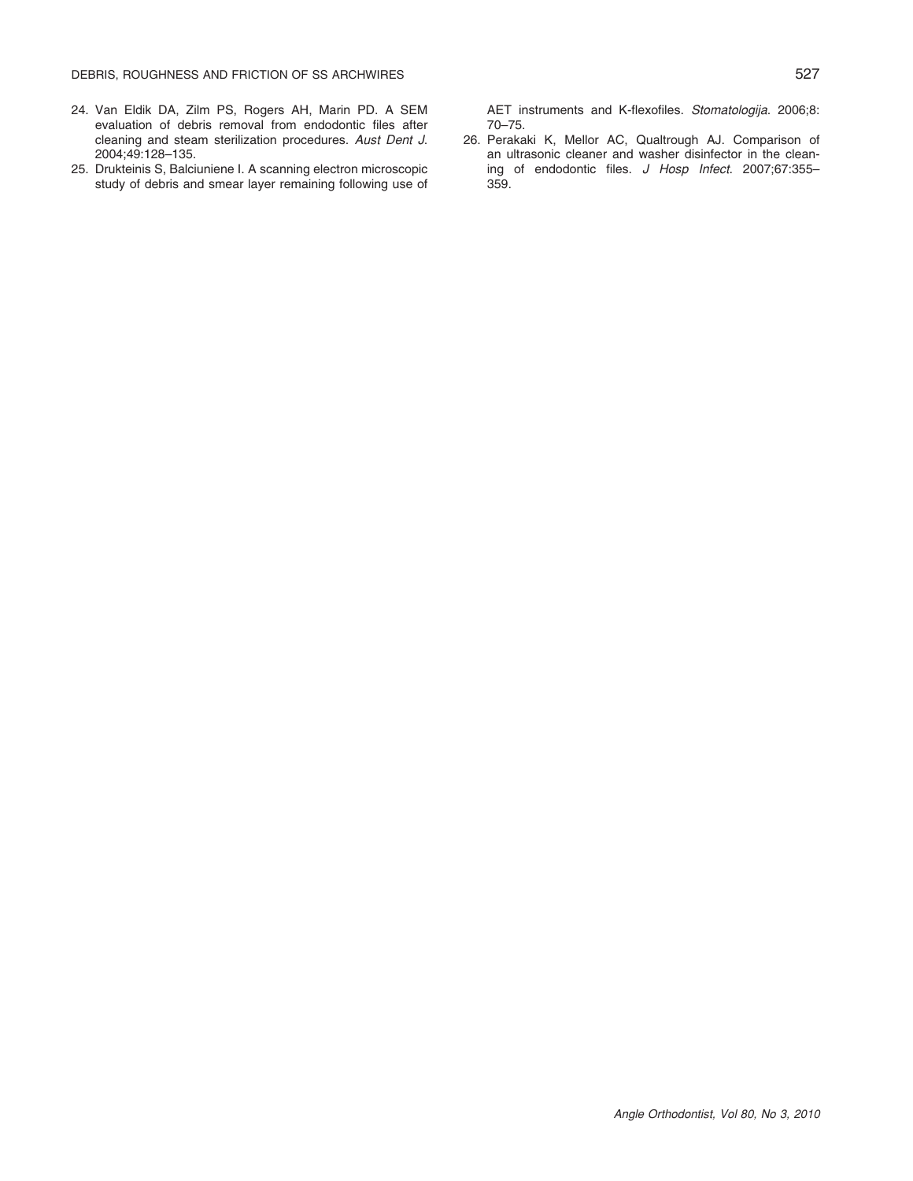24. Van Eldik DA, Zilm PS, Rogers AH, Marin PD. A SEM evaluation of debris removal from endodontic files after cleaning and steam sterilization procedures. *Aust Dent J*. 2004;49:128–135.
25. Drukteinis S, Balciuniene I. A scanning electron microscopic study of debris and smear layer remaining following use of AET instruments and K-flexofiles. *Stomatologija*. 2006;8: 70–75.
26. Perakaki K, Mellor AC, Qualtrough AJ. Comparison of an ultrasonic cleaner and washer disinfector in the cleaning of endodontic files. *J Hosp Infect*. 2007;67:355–359.